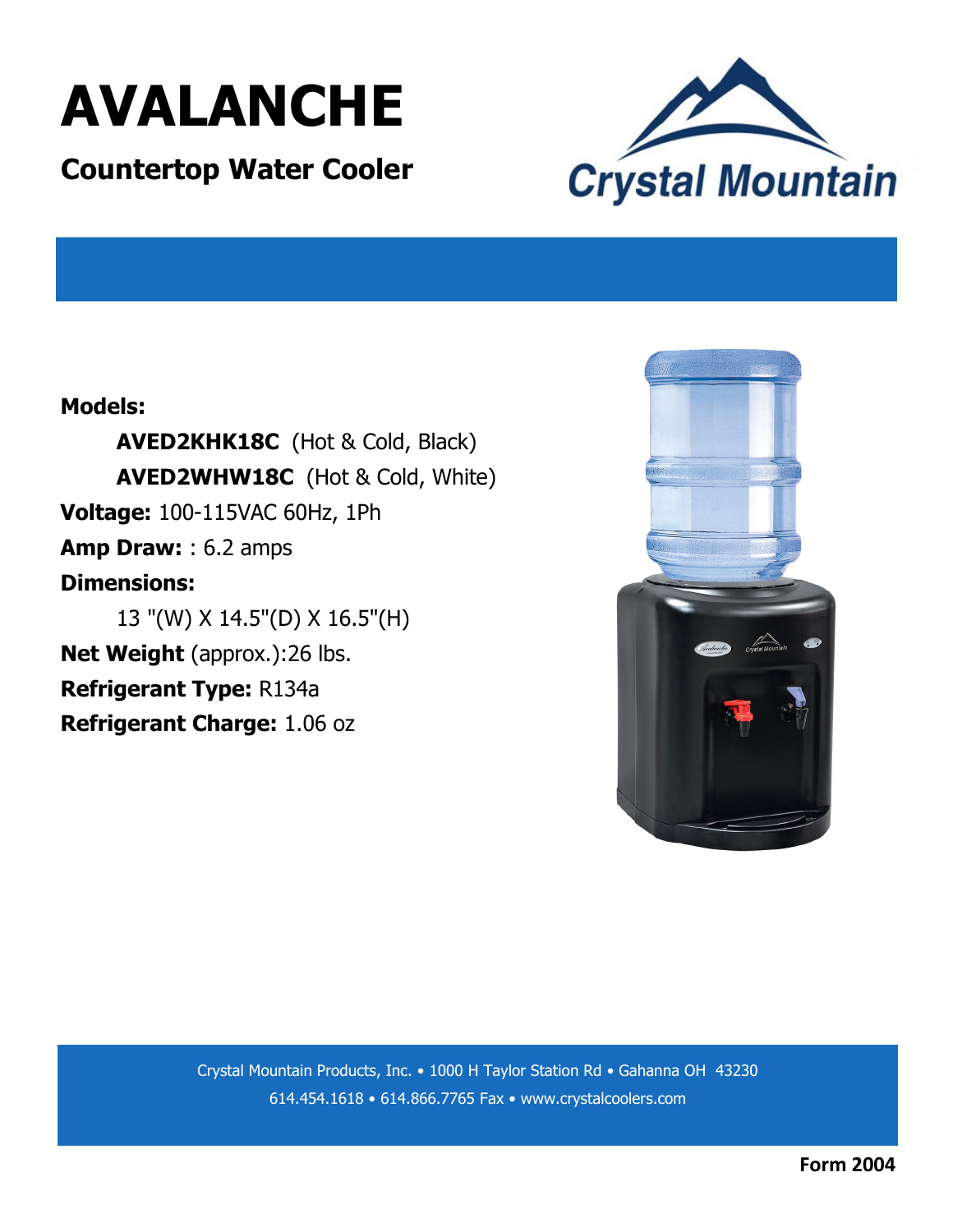# AVALANCHE

## Countertop Water Cooler

Crystal Mountain

**Models:**

**AVED2KHK18C** (Hot & Cold, Black)

**AVED2WHW18C** (Hot & Cold, White)

**Voltage:** 100-115VAC 60Hz, 1Ph

**Amp Draw:** : 6.2 amps

**Dimensions:**

13 "(W) X 14.5"(D) X 16.5"(H)

**Net Weight** (approx.):26 lbs.

**Refrigerant Type:** R134a

**Refrigerant Charge:** 1.06 oz

Crystal Mountain Products, Inc. • 1000 H Taylor Station Rd • Gahanna OH 43230

614.454.1618 • 614.866.7765 Fax • www.crystalcoolers.com

**Form 2004**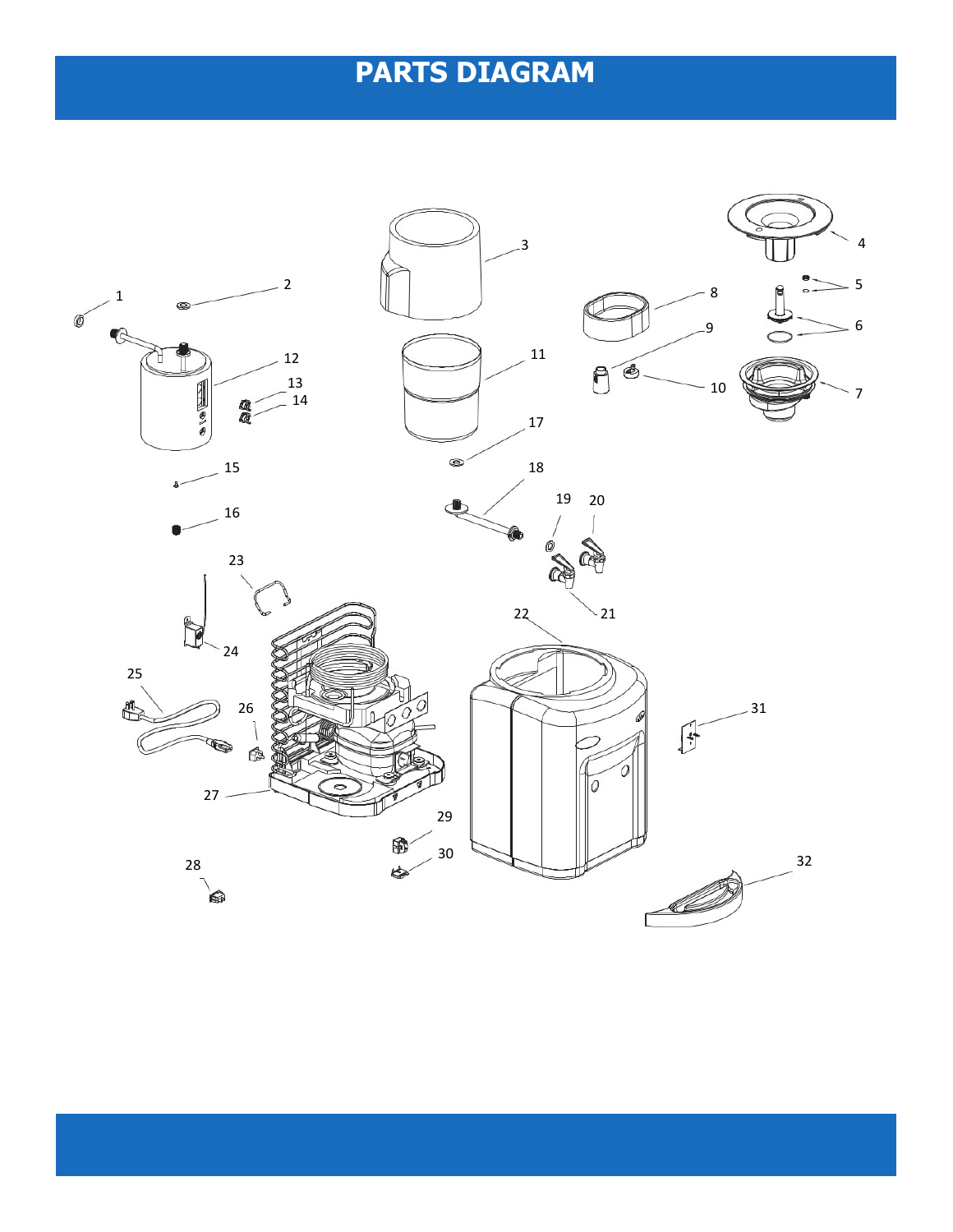# PARTS DIAGRAM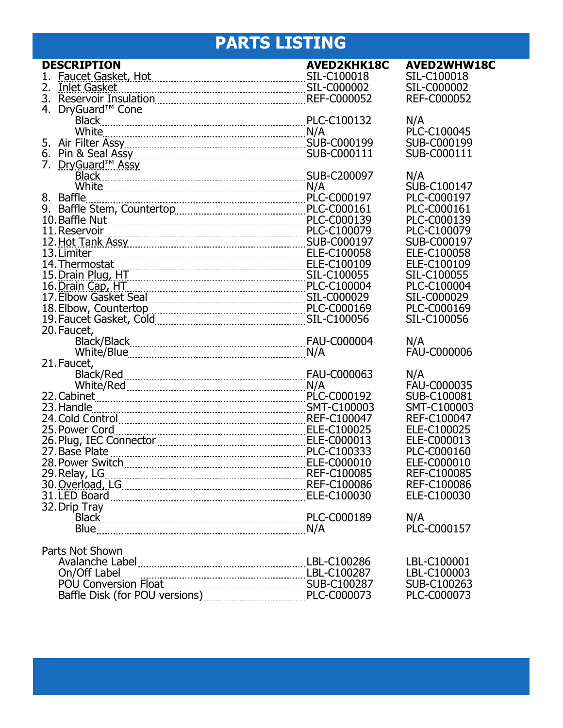# PARTS LISTING

| DESCRIPTION | AVED2KHK18C | AVED2WHW18C |
|---|---|---|
| 1. Faucet Gasket, Hot | SIL-C100018 | SIL-C100018 |
| 2. Inlet Gasket | SIL-C000002 | SIL-C000002 |
| 3. Reservoir Insulation | REF-C000052 | REF-C000052 |
| 4. DryGuard™ Cone | | |
| Black | PLC-C100132 | N/A |
| White | N/A | PLC-C100045 |
| 5. Air Filter Assy | SUB-C000199 | SUB-C000199 |
| 6. Pin & Seal Assy | SUB-C000111 | SUB-C000111 |
| 7. DryGuard™ Assy | | |
| Black | SUB-C200097 | N/A |
| White | N/A | SUB-C100147 |
| 8. Baffle | PLC-C000197 | PLC-C000197 |
| 9. Baffle Stem, Countertop | PLC-C000161 | PLC-C000161 |
| 10. Baffle Nut | PLC-C000139 | PLC-C000139 |
| 11. Reservoir | PLC-C100079 | PLC-C100079 |
| 12. Hot Tank Assy | SUB-C000197 | SUB-C000197 |
| 13. Limiter | ELE-C100058 | ELE-C100058 |
| 14. Thermostat | ELE-C100109 | ELE-C100109 |
| 15. Drain Plug, HT | SIL-C100055 | SIL-C100055 |
| 16. Drain Cap, HT | PLC-C100004 | PLC-C100004 |
| 17. Elbow Gasket Seal | SIL-C000029 | SIL-C000029 |
| 18. Elbow, Countertop | PLC-C000169 | PLC-C000169 |
| 19. Faucet Gasket, Cold | SIL-C100056 | SIL-C100056 |
| 20. Faucet, | | |
| Black/Black | FAU-C000004 | N/A |
| White/Blue | N/A | FAU-C000006 |
| 21. Faucet, | | |
| Black/Red | FAU-C000063 | N/A |
| White/Red | N/A | FAU-C000035 |
| 22. Cabinet | PLC-C000192 | SUB-C100081 |
| 23. Handle | SMT-C100003 | SMT-C100003 |
| 24. Cold Control | REF-C100047 | REF-C100047 |
| 25. Power Cord | ELE-C100025 | ELE-C100025 |
| 26. Plug, IEC Connector | ELE-C000013 | ELE-C000013 |
| 27. Base Plate | PLC-C100333 | PLC-C000160 |
| 28. Power Switch | ELE-C000010 | ELE-C000010 |
| 29. Relay, LG | REF-C100085 | REF-C100085 |
| 30. Overload, LG | REF-C100086 | REF-C100086 |
| 31. LED Board | ELE-C100030 | ELE-C100030 |
| 32. Drip Tray | | |
| Black | PLC-C000189 | N/A |
| Blue | N/A | PLC-C000157 |
| Parts Not Shown | | |
| Avalanche Label | LBL-C100286 | LBL-C100001 |
| On/Off Label | LBL-C100287 | LBL-C100003 |
| POU Conversion Float | SUB-C100287 | SUB-C100263 |
| Baffle Disk (for POU versions) | PLC-C000073 | PLC-C000073 |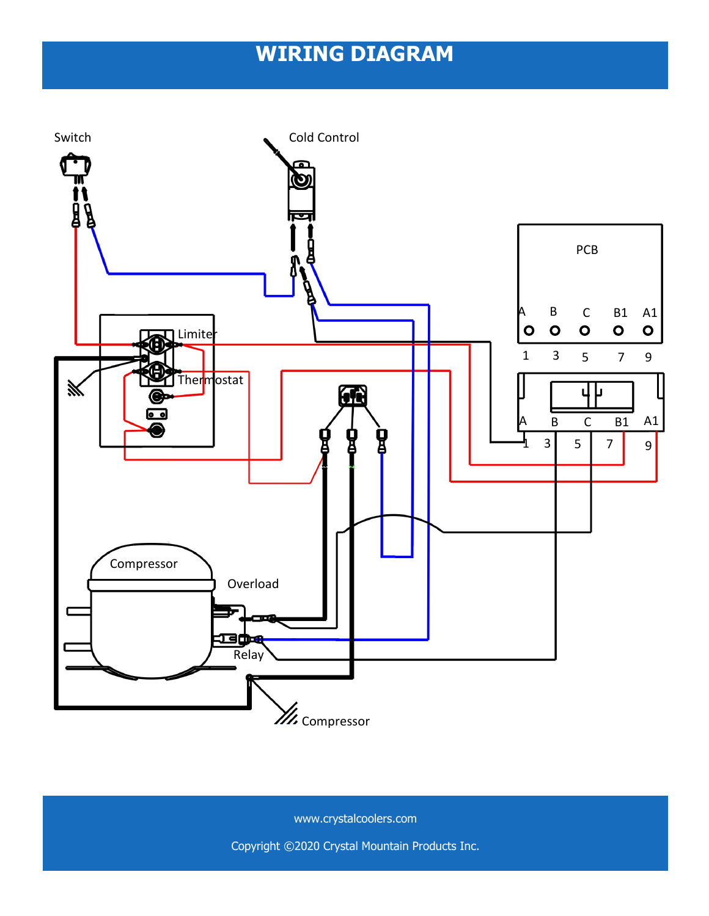# WIRING DIAGRAM

Switch

Cold Control

PCB

A B C B1 A1

1 3 5 7 9

Limiter

Thermostat

A B C B1 A1

1 3 5 7 9

Compressor

Overload

Relay

Compressor

www.crystalcoolers.com

Copyright ©2020 Crystal Mountain Products Inc.